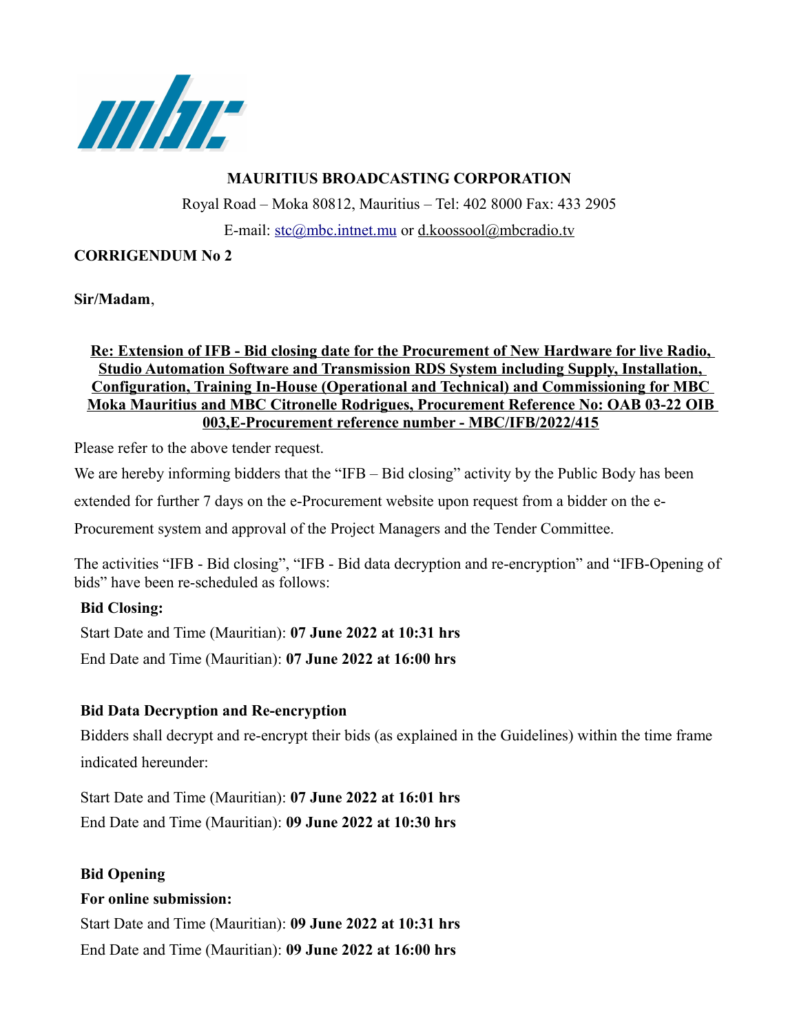**MAURITIUS BROADCASTING CORPORATION**

Royal Road – Moka 80812, Mauritius – Tel: 402 8000 Fax: 433 2905

E-mail: stc@mbc.intnet.mu or d.koossool@mbcradio.tv

**CORRIGENDUM No 2**

**Sir/Madam**,

**Re: Extension of IFB - Bid closing date for the Procurement of New Hardware for live Radio, Studio Automation Software and Transmission RDS System including Supply, Installation, Configuration, Training In-House (Operational and Technical) and Commissioning for MBC Moka Mauritius and MBC Citronelle Rodrigues, Procurement Reference No: OAB 03-22 OIB 003,E-Procurement reference number - MBC/IFB/2022/415**

Please refer to the above tender request.

We are hereby informing bidders that the "IFB – Bid closing" activity by the Public Body has been extended for further 7 days on the e-Procurement website upon request from a bidder on the e-Procurement system and approval of the Project Managers and the Tender Committee.

The activities "IFB - Bid closing", "IFB - Bid data decryption and re-encryption" and "IFB-Opening of bids" have been re-scheduled as follows:

**Bid Closing:**

Start Date and Time (Mauritian): **07 June 2022 at 10:31 hrs**

End Date and Time (Mauritian): **07 June 2022 at 16:00 hrs**

**Bid Data Decryption and Re-encryption**

Bidders shall decrypt and re-encrypt their bids (as explained in the Guidelines) within the time frame indicated hereunder:

Start Date and Time (Mauritian): **07 June 2022 at 16:01 hrs**

End Date and Time (Mauritian): **09 June 2022 at 10:30 hrs**

**Bid Opening**

**For online submission:**

Start Date and Time (Mauritian): **09 June 2022 at 10:31 hrs**

End Date and Time (Mauritian): **09 June 2022 at 16:00 hrs**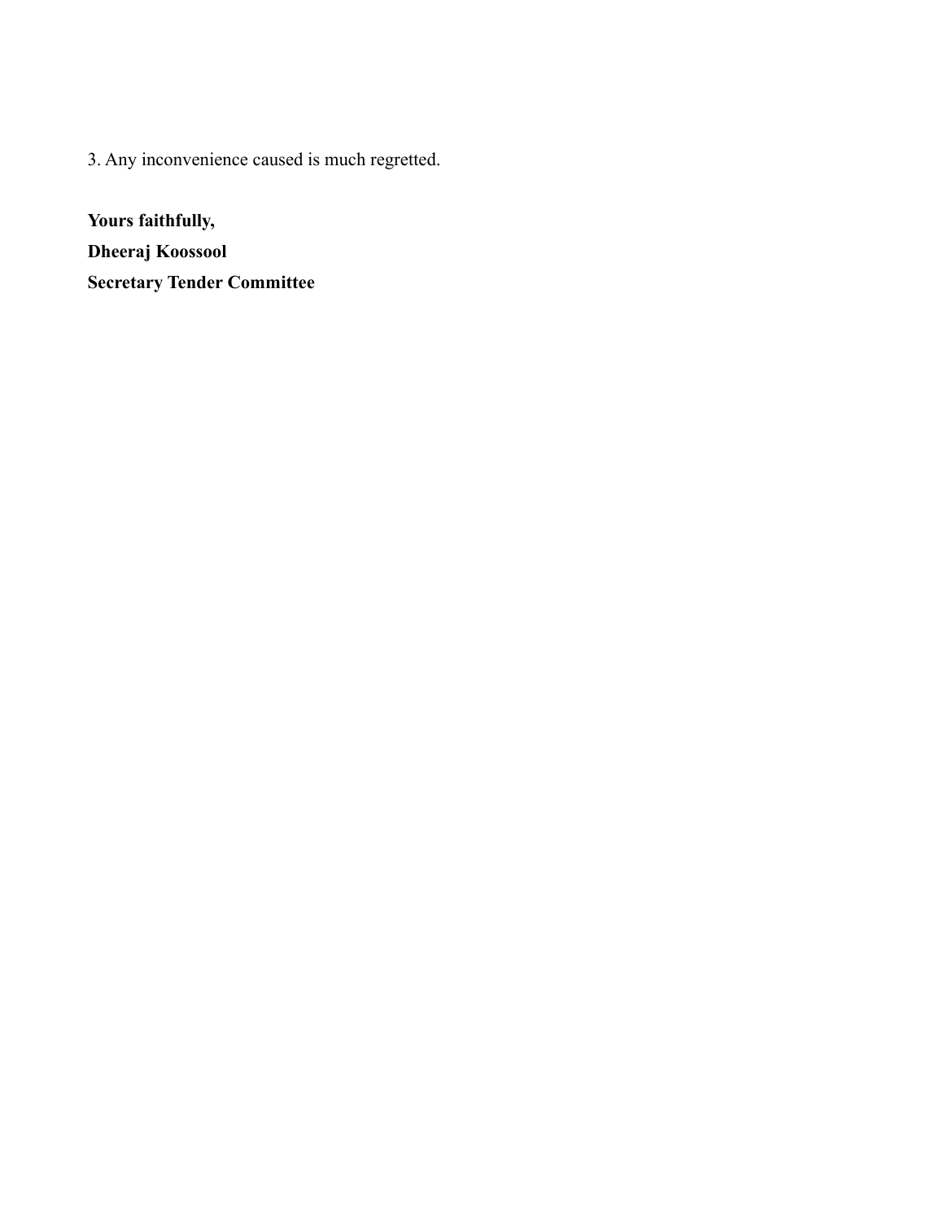3. Any inconvenience caused is much regretted.

**Yours faithfully,**
**Dheeraj Koossool**
**Secretary Tender Committee**